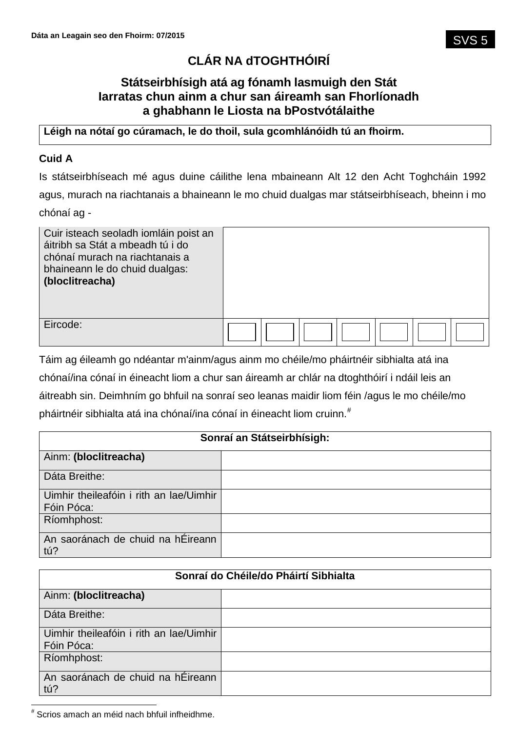Dáta an Leagain seo den Fhoirm: 07/2015

SVS 5

# CLÁR NA dTOGHTHÓIRÍ

## Státseirbhísigh atá ag fónamh lasmuigh den Stát Iarratas chun ainm a chur san áireamh san Fhorlíonadh a ghabhann le Liosta na bPostvótálaithe

| **Léigh na nótaí go cúramach, le do thoil, sula gcomhlánóidh tú an fhoirm.** |
|---|

**Cuid A**

Is státseirbhíseach mé agus duine cáilithe lena mbaineann Alt 12 den Acht Toghcháin 1992 agus, murach na riachtanais a bhaineann le mo chuid dualgas mar státseirbhíseach, bheinn i mo chónaí ag -

| Cuir isteach seoladh iomláin poist an áitribh sa Stát a mbeadh tú i do chónaí murach na riachtanais a bhaineann le do chuid dualgas: **(bloclitreacha)** | | | | | | | |
|---|---|---|---|---|---|---|---|
| Eircode: | | | | | | | |

Táim ag éileamh go ndéantar m'ainm/agus ainm mo chéile/mo pháirtnéir sibhialta atá ina chónaí/ina cónaí in éineacht liom a chur san áireamh ar chlár na dtoghthóirí i ndáil leis an áitreabh sin. Deimhním go bhfuil na sonraí seo leanas maidir liom féin /agus le mo chéile/mo pháirtnéir sibhialta atá ina chónaí/ina cónaí in éineacht liom cruinn.[#]

| **Sonraí an Státseirbhísigh:** | |
|---|---|
| Ainm: **(bloclitreacha)** | |
| Dáta Breithe: | |
| Uimhir theileafóin i rith an lae/Uimhir Fóin Póca: | |
| Ríomhphost: | |
| An saoránach de chuid na hÉireann tú? | |

| **Sonraí do Chéile/do Pháirtí Sibhialta** | |
|---|---|
| Ainm: **(bloclitreacha)** | |
| Dáta Breithe: | |
| Uimhir theileafóin i rith an lae/Uimhir Fóin Póca: | |
| Ríomhphost: | |
| An saoránach de chuid na hÉireann tú? | |

[#] Scrios amach an méid nach bhfuil infheidhme.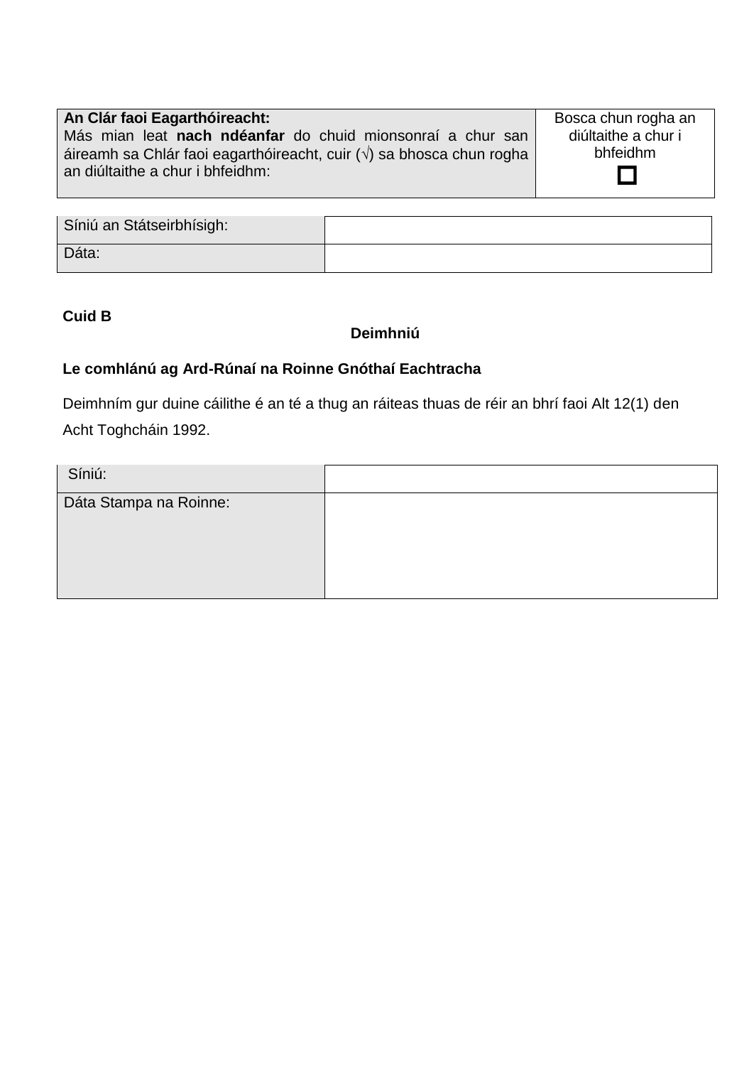| **An Clár faoi Eagarthóireacht:** Más mian leat **nach ndéanfar** do chuid mionsonraí a chur san áireamh sa Chlár faoi eagarthóireacht, cuir (√) sa bhosca chun rogha an diúltaithe a chur i bhfeidhm: | Bosca chun rogha an diúltaithe a chur i bhfeidhm ☐ |
| --- | --- |

| Síniú an Státseirbhísigh: | |
| --- | --- |
| Dáta: | |

**Cuid B**

**Deimhniú**

**Le comhlánú ag Ard-Rúnaí na Roinne Gnóthaí Eachtracha**

Deimhním gur duine cáilithe é an té a thug an ráiteas thuas de réir an bhrí faoi Alt 12(1) den Acht Toghcháin 1992.

| Síniú: | |
| --- | --- |
| Dáta Stampa na Roinne: | |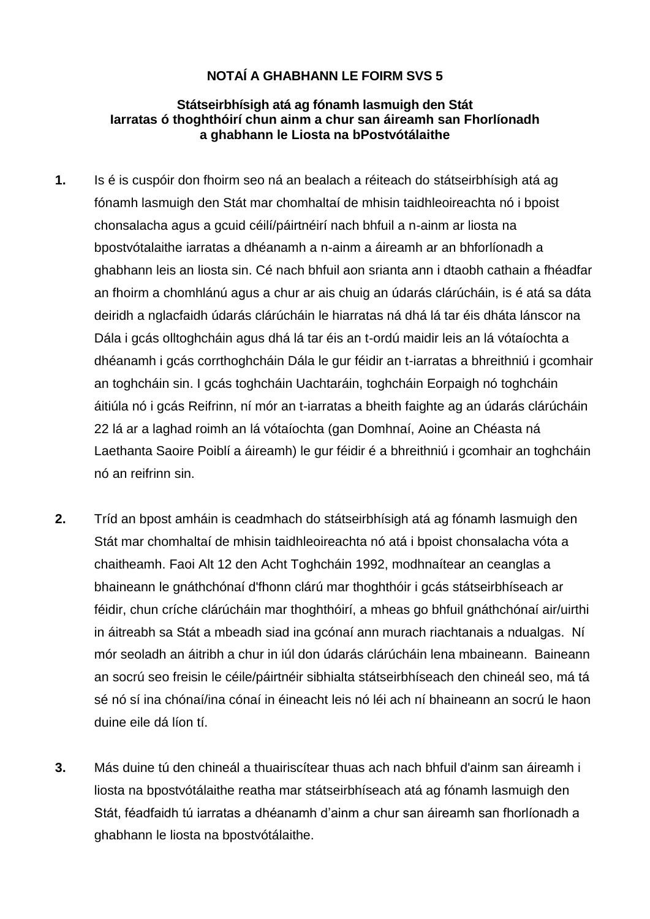**NOTAÍ A GHABHANN LE FOIRM SVS 5**

**Státseirbhísigh atá ag fónamh lasmuigh den Stát**
**Iarratas ó thoghthóirí chun ainm a chur san áireamh san Fhorlíonadh a ghabhann le Liosta na bPostvótálaithe**

**1.** Is é is cuspóir don fhoirm seo ná an bealach a réiteach do státseirbhísigh atá ag fónamh lasmuigh den Stát mar chomhaltaí de mhisin taidhleoireachta nó i bpoist chonsalacha agus a gcuid céilí/páirtnéirí nach bhfuil a n-ainm ar liosta na bpostvótalaithe iarratas a dhéanamh a n-ainm a áireamh ar an bhforlíonadh a ghabhann leis an liosta sin. Cé nach bhfuil aon srianta ann i dtaobh cathain a fhéadfar an fhoirm a chomhlánú agus a chur ar ais chuig an údarás clárúcháin, is é atá sa dáta deiridh a nglacfaidh údarás clárúcháin le hiarratas ná dhá lá tar éis dháta lánscor na Dála i gcás olltoghcháin agus dhá lá tar éis an t-ordú maidir leis an lá vótaíochta a dhéanamh i gcás corrthoghcháin Dála le gur féidir an t-iarratas a bhreithniú i gcomhair an toghcháin sin. I gcás toghcháin Uachtaráin, toghcháin Eorpaigh nó toghcháin áitiúla nó i gcás Reifrinn, ní mór an t-iarratas a bheith faighte ag an údarás clárúcháin 22 lá ar a laghad roimh an lá vótaíochta (gan Domhnaí, Aoine an Chéasta ná Laethanta Saoire Poiblí a áireamh) le gur féidir é a bhreithniú i gcomhair an toghcháin nó an reifrinn sin.

**2.** Tríd an bpost amháin is ceadmhach do státseirbhísigh atá ag fónamh lasmuigh den Stát mar chomhaltaí de mhisin taidhleoireachta nó atá i bpoist chonsalacha vóta a chaitheamh. Faoi Alt 12 den Acht Toghcháin 1992, modhnaítear an ceanglas a bhaineann le gnáthchónaí d'fhonn clárú mar thoghthóir i gcás státseirbhíseach ar féidir, chun críche clárúcháin mar thoghthóirí, a mheas go bhfuil gnáthchónaí air/uirthi in áitreabh sa Stát a mbeadh siad ina gcónaí ann murach riachtanais a ndualgas. Ní mór seoladh an áitribh a chur in iúl don údarás clárúcháin lena mbaineann. Baineann an socrú seo freisin le céile/páirtnéir sibhialta státseirbhíseach den chineál seo, má tá sé nó sí ina chónaí/ina cónaí in éineacht leis nó léi ach ní bhaineann an socrú le haon duine eile dá líon tí.

**3.** Más duine tú den chineál a thuairiscítear thuas ach nach bhfuil d'ainm san áireamh i liosta na bpostvótálaithe reatha mar státseirbhíseach atá ag fónamh lasmuigh den Stát, féadfaidh tú iarratas a dhéanamh d'ainm a chur san áireamh san fhorlíonadh a ghabhann le liosta na bpostvótálaithe.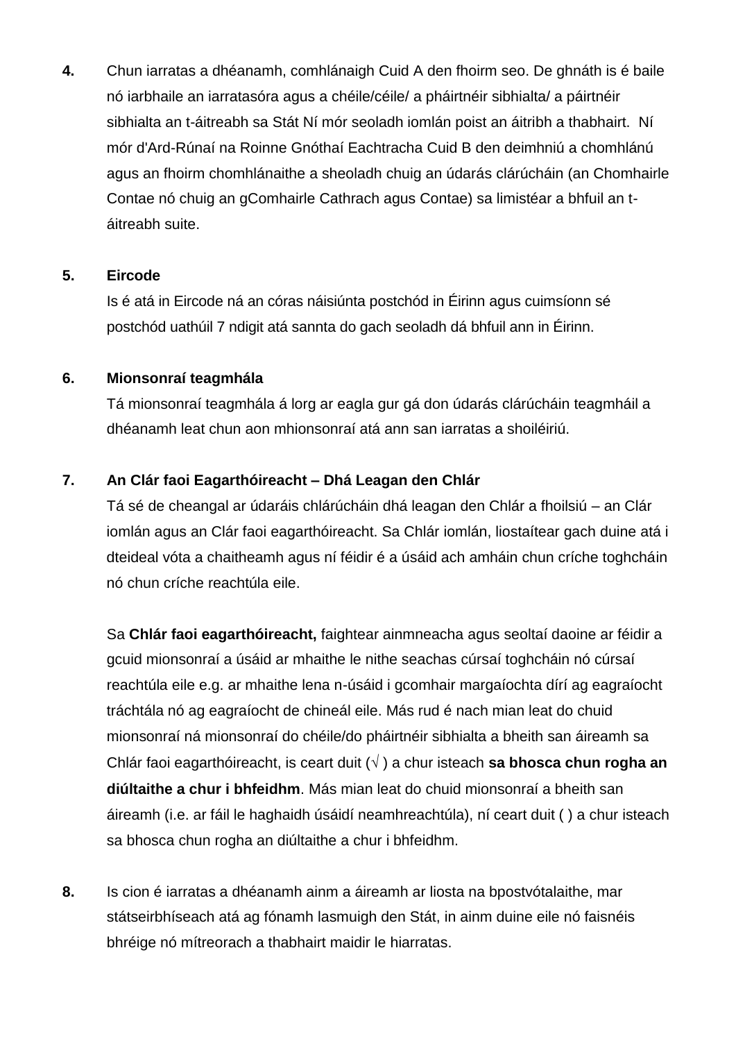**4.** Chun iarratas a dhéanamh, comhlánaigh Cuid A den fhoirm seo. De ghnáth is é baile nó iarbhaile an iarratasóra agus a chéile/céile/ a pháirtnéir sibhialta/ a páirtnéir sibhialta an t-áitreabh sa Stát Ní mór seoladh iomlán poist an áitribh a thabhairt. Ní mór d'Ard-Rúnaí na Roinne Gnóthaí Eachtracha Cuid B den deimhniú a chomhlánú agus an fhoirm chomhlánaithe a sheoladh chuig an údarás clárúcháin (an Chomhairle Contae nó chuig an gComhairle Cathrach agus Contae) sa limistéar a bhfuil an t-áitreabh suite.

**5. Eircode**

Is é atá in Eircode ná an córas náisiúnta postchód in Éirinn agus cuimsíonn sé postchód uathúil 7 ndigit atá sannta do gach seoladh dá bhfuil ann in Éirinn.

**6. Mionsonraí teagmhála**

Tá mionsonraí teagmhála á lorg ar eagla gur gá don údarás clárúcháin teagmháil a dhéanamh leat chun aon mhionsonraí atá ann san iarratas a shoiléiriú.

**7. An Clár faoi Eagarthóireacht – Dhá Leagan den Chlár**

Tá sé de cheangal ar údaráis chlárúcháin dhá leagan den Chlár a fhoilsiú – an Clár iomlán agus an Clár faoi eagarthóireacht. Sa Chlár iomlán, liostaítear gach duine atá i dteideal vóta a chaitheamh agus ní féidir é a úsáid ach amháin chun críche toghcháin nó chun críche reachtúla eile.

Sa **Chlár faoi eagarthóireacht,** faightear ainmneacha agus seoltaí daoine ar féidir a gcuid mionsonraí a úsáid ar mhaithe le nithe seachas cúrsaí toghcháin nó cúrsaí reachtúla eile e.g. ar mhaithe lena n-úsáid i gcomhair margaíochta dírí ag eagraíocht tráchtála nó ag eagraíocht de chineál eile. Más rud é nach mian leat do chuid mionsonraí ná mionsonraí do chéile/do pháirtnéir sibhialta a bheith san áireamh sa Chlár faoi eagarthóireacht, is ceart duit (√ ) a chur isteach **sa bhosca chun rogha an diúltaithe a chur i bhfeidhm**. Más mian leat do chuid mionsonraí a bheith san áireamh (i.e. ar fáil le haghaidh úsáidí neamhreachtúla), ní ceart duit ( ) a chur isteach sa bhosca chun rogha an diúltaithe a chur i bhfeidhm.

**8.** Is cion é iarratas a dhéanamh ainm a áireamh ar liosta na bpostvótalaithe, mar státseirbhíseach atá ag fónamh lasmuigh den Stát, in ainm duine eile nó faisnéis bhréige nó mítreorach a thabhairt maidir le hiarratas.